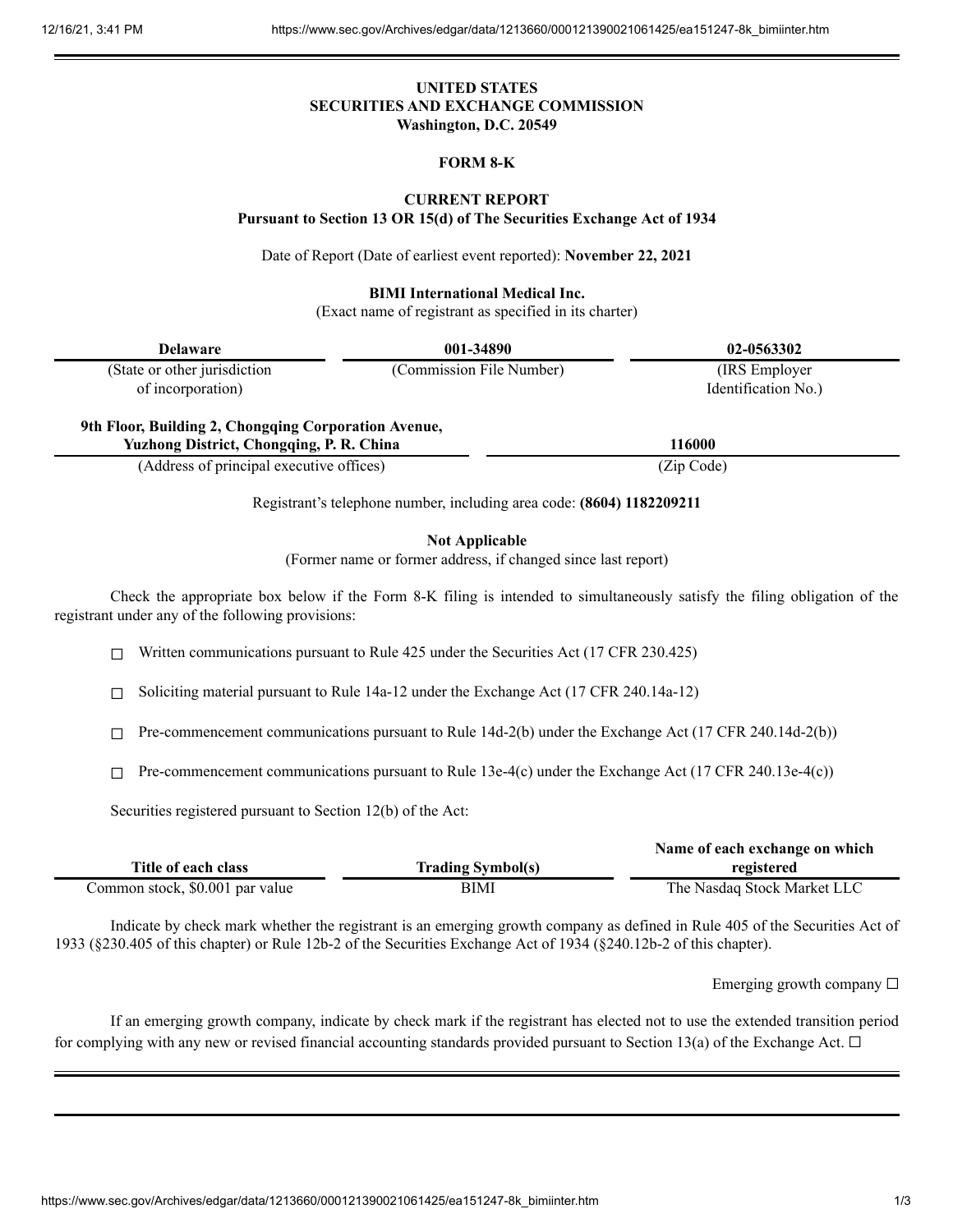**UNITED STATES**
**SECURITIES AND EXCHANGE COMMISSION**
**Washington, D.C. 20549**

**FORM 8-K**

**CURRENT REPORT**
**Pursuant to Section 13 OR 15(d) of The Securities Exchange Act of 1934**

Date of Report (Date of earliest event reported): **November 22, 2021**

**BIMI International Medical Inc.**
(Exact name of registrant as specified in its charter)

| **Delaware** | **001-34890** | **02-0563302** |
|---|---|---|
| (State or other jurisdiction of incorporation) | (Commission File Number) | (IRS Employer Identification No.) |

| **9th Floor, Building 2, Chongqing Corporation Avenue, Yuzhong District, Chongqing, P. R. China** | **116000** |
|---|---|
| (Address of principal executive offices) | (Zip Code) |

Registrant's telephone number, including area code: **(8604) 1182209211**

**Not Applicable**
(Former name or former address, if changed since last report)

Check the appropriate box below if the Form 8-K filing is intended to simultaneously satisfy the filing obligation of the registrant under any of the following provisions:

☐ Written communications pursuant to Rule 425 under the Securities Act (17 CFR 230.425)

☐ Soliciting material pursuant to Rule 14a-12 under the Exchange Act (17 CFR 240.14a-12)

☐ Pre-commencement communications pursuant to Rule 14d-2(b) under the Exchange Act (17 CFR 240.14d-2(b))

☐ Pre-commencement communications pursuant to Rule 13e-4(c) under the Exchange Act (17 CFR 240.13e-4(c))

Securities registered pursuant to Section 12(b) of the Act:

| Title of each class | Trading Symbol(s) | Name of each exchange on which registered |
|---|---|---|
| Common stock, $0.001 par value | BIMI | The Nasdaq Stock Market LLC |

Indicate by check mark whether the registrant is an emerging growth company as defined in Rule 405 of the Securities Act of 1933 (§230.405 of this chapter) or Rule 12b-2 of the Securities Exchange Act of 1934 (§240.12b-2 of this chapter).

Emerging growth company ☐

If an emerging growth company, indicate by check mark if the registrant has elected not to use the extended transition period for complying with any new or revised financial accounting standards provided pursuant to Section 13(a) of the Exchange Act. ☐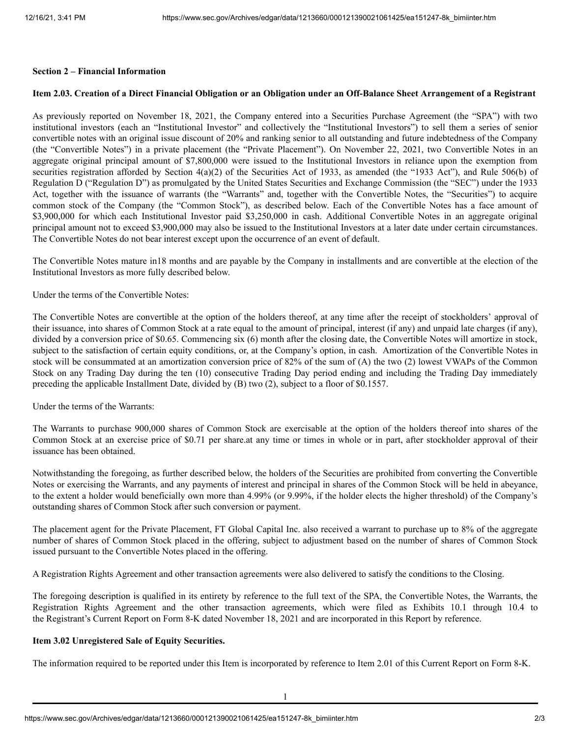**Section 2 – Financial Information**

**Item 2.03. Creation of a Direct Financial Obligation or an Obligation under an Off-Balance Sheet Arrangement of a Registrant**

As previously reported on November 18, 2021, the Company entered into a Securities Purchase Agreement (the "SPA") with two institutional investors (each an "Institutional Investor" and collectively the "Institutional Investors") to sell them a series of senior convertible notes with an original issue discount of 20% and ranking senior to all outstanding and future indebtedness of the Company (the "Convertible Notes") in a private placement (the "Private Placement"). On November 22, 2021, two Convertible Notes in an aggregate original principal amount of $7,800,000 were issued to the Institutional Investors in reliance upon the exemption from securities registration afforded by Section 4(a)(2) of the Securities Act of 1933, as amended (the "1933 Act"), and Rule 506(b) of Regulation D ("Regulation D") as promulgated by the United States Securities and Exchange Commission (the "SEC") under the 1933 Act, together with the issuance of warrants (the "Warrants" and, together with the Convertible Notes, the "Securities") to acquire common stock of the Company (the "Common Stock"), as described below. Each of the Convertible Notes has a face amount of $3,900,000 for which each Institutional Investor paid $3,250,000 in cash. Additional Convertible Notes in an aggregate original principal amount not to exceed $3,900,000 may also be issued to the Institutional Investors at a later date under certain circumstances. The Convertible Notes do not bear interest except upon the occurrence of an event of default.

The Convertible Notes mature in18 months and are payable by the Company in installments and are convertible at the election of the Institutional Investors as more fully described below.

Under the terms of the Convertible Notes:

The Convertible Notes are convertible at the option of the holders thereof, at any time after the receipt of stockholders' approval of their issuance, into shares of Common Stock at a rate equal to the amount of principal, interest (if any) and unpaid late charges (if any), divided by a conversion price of $0.65. Commencing six (6) month after the closing date, the Convertible Notes will amortize in stock, subject to the satisfaction of certain equity conditions, or, at the Company's option, in cash. Amortization of the Convertible Notes in stock will be consummated at an amortization conversion price of 82% of the sum of (A) the two (2) lowest VWAPs of the Common Stock on any Trading Day during the ten (10) consecutive Trading Day period ending and including the Trading Day immediately preceding the applicable Installment Date, divided by (B) two (2), subject to a floor of $0.1557.

Under the terms of the Warrants:

The Warrants to purchase 900,000 shares of Common Stock are exercisable at the option of the holders thereof into shares of the Common Stock at an exercise price of $0.71 per share.at any time or times in whole or in part, after stockholder approval of their issuance has been obtained.

Notwithstanding the foregoing, as further described below, the holders of the Securities are prohibited from converting the Convertible Notes or exercising the Warrants, and any payments of interest and principal in shares of the Common Stock will be held in abeyance, to the extent a holder would beneficially own more than 4.99% (or 9.99%, if the holder elects the higher threshold) of the Company's outstanding shares of Common Stock after such conversion or payment.

The placement agent for the Private Placement, FT Global Capital Inc. also received a warrant to purchase up to 8% of the aggregate number of shares of Common Stock placed in the offering, subject to adjustment based on the number of shares of Common Stock issued pursuant to the Convertible Notes placed in the offering.

A Registration Rights Agreement and other transaction agreements were also delivered to satisfy the conditions to the Closing.

The foregoing description is qualified in its entirety by reference to the full text of the SPA, the Convertible Notes, the Warrants, the Registration Rights Agreement and the other transaction agreements, which were filed as Exhibits 10.1 through 10.4 to the Registrant's Current Report on Form 8-K dated November 18, 2021 and are incorporated in this Report by reference.

**Item 3.02 Unregistered Sale of Equity Securities.**

The information required to be reported under this Item is incorporated by reference to Item 2.01 of this Current Report on Form 8-K.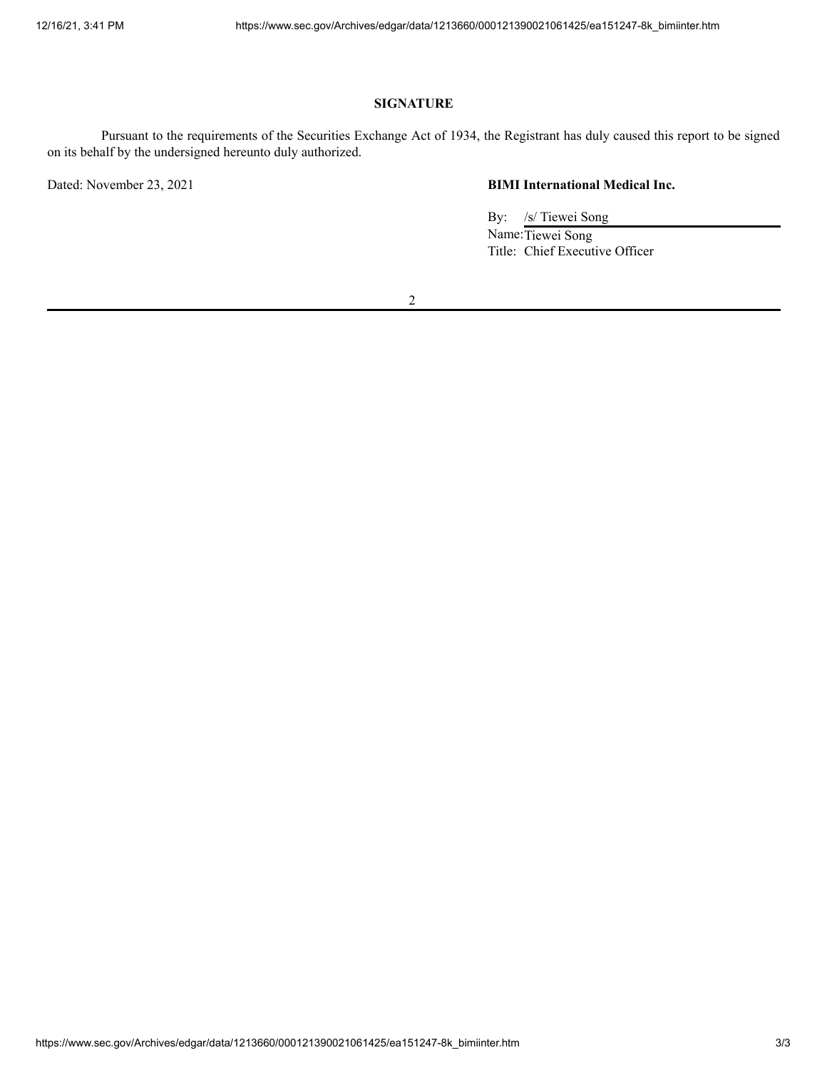**SIGNATURE**

Pursuant to the requirements of the Securities Exchange Act of 1934, the Registrant has duly caused this report to be signed on its behalf by the undersigned hereunto duly authorized.

Dated: November 23, 2021

**BIMI International Medical Inc.**

By: /s/ Tiewei Song
Name: Tiewei Song
Title: Chief Executive Officer